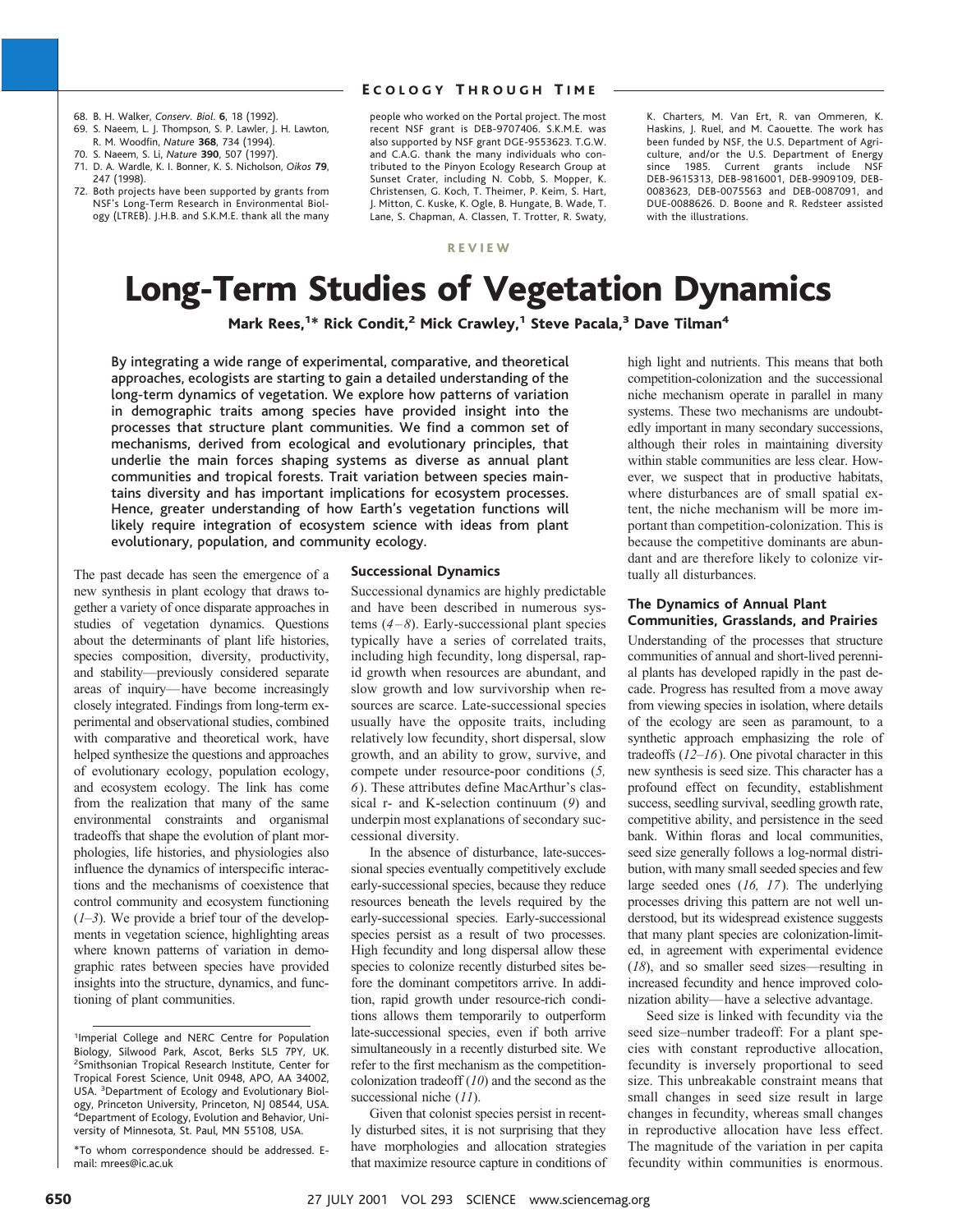68. B. H. Walker, *Conserv. Biol.* **6**, 18 (1992).
69. S. Naeem, L. J. Thompson, S. P. Lawler, J. H. Lawton, R. M. Woodfin, *Nature* **368**, 734 (1994).
70. S. Naeem, S. Li, *Nature* **390**, 507 (1997).
71. D. A. Wardle, K. I. Bonner, K. S. Nicholson, *Oikos* **79**, 247 (1998).
72. Both projects have been supported by grants from NSF's Long-Term Research in Environmental Biology (LTREB). J.H.B. and S.K.M.E. thank all the many people who worked on the Portal project. The most recent NSF grant is DEB-9707406. S.K.M.E. was also supported by NSF grant DGE-9553623. T.G.W. and C.A.G. thank the many individuals who contributed to the Pinyon Ecology Research Group at Sunset Crater, including N. Cobb, S. Mopper, K. Christensen, G. Koch, T. Theimer, P. Keim, S. Hart, J. Mitton, C. Kuske, K. Ogle, B. Hungate, B. Wade, T. Lane, S. Chapman, A. Classen, T. Trotter, R. Swaty, K. Charters, M. Van Ert, R. van Ommeren, K. Haskins, J. Ruel, and M. Caouette. The work has been funded by NSF, the U.S. Department of Agriculture, and/or the U.S. Department of Energy since 1985. Current grants include NSF DEB-9615313, DEB-9816001, DEB-9909109, DEB-0083623, DEB-0075563 and DEB-0087091, and DUE-0088626. D. Boone and R. Redsteer assisted with the illustrations.

REVIEW

# Long-Term Studies of Vegetation Dynamics

**Mark Rees,[1]* Rick Condit,[2] Mick Crawley,[1] Steve Pacala,[3] Dave Tilman[4]**

By integrating a wide range of experimental, comparative, and theoretical approaches, ecologists are starting to gain a detailed understanding of the long-term dynamics of vegetation. We explore how patterns of variation in demographic traits among species have provided insight into the processes that structure plant communities. We find a common set of mechanisms, derived from ecological and evolutionary principles, that underlie the main forces shaping systems as diverse as annual plant communities and tropical forests. Trait variation between species maintains diversity and has important implications for ecosystem processes. Hence, greater understanding of how Earth's vegetation functions will likely require integration of ecosystem science with ideas from plant evolutionary, population, and community ecology.

The past decade has seen the emergence of a new synthesis in plant ecology that draws together a variety of once disparate approaches in studies of vegetation dynamics. Questions about the determinants of plant life histories, species composition, diversity, productivity, and stability—previously considered separate areas of inquiry—have become increasingly closely integrated. Findings from long-term experimental and observational studies, combined with comparative and theoretical work, have helped synthesize the questions and approaches of evolutionary ecology, population ecology, and ecosystem ecology. The link has come from the realization that many of the same environmental constraints and organismal tradeoffs that shape the evolution of plant morphologies, life histories, and physiologies also influence the dynamics of interspecific interactions and the mechanisms of coexistence that control community and ecosystem functioning (*1–3*). We provide a brief tour of the developments in vegetation science, highlighting areas where known patterns of variation in demographic rates between species have provided insights into the structure, dynamics, and functioning of plant communities.

[1]Imperial College and NERC Centre for Population Biology, Silwood Park, Ascot, Berks SL5 7PY, UK. [2]Smithsonian Tropical Research Institute, Center for Tropical Forest Science, Unit 0948, APO, AA 34002, USA. [3]Department of Ecology and Evolutionary Biology, Princeton University, Princeton, NJ 08544, USA. [4]Department of Ecology, Evolution and Behavior, University of Minnesota, St. Paul, MN 55108, USA.

*To whom correspondence should be addressed. E-mail: mrees@ic.ac.uk

### Successional Dynamics

Successional dynamics are highly predictable and have been described in numerous systems (*4–8*). Early-successional plant species typically have a series of correlated traits, including high fecundity, long dispersal, rapid growth when resources are abundant, and slow growth and low survivorship when resources are scarce. Late-successional species usually have the opposite traits, including relatively low fecundity, short dispersal, slow growth, and an ability to grow, survive, and compete under resource-poor conditions (*5, 6*). These attributes define MacArthur's classical r- and K-selection continuum (*9*) and underpin most explanations of secondary successional diversity.

In the absence of disturbance, late-successional species eventually competitively exclude early-successional species, because they reduce resources beneath the levels required by the early-successional species. Early-successional species persist as a result of two processes. High fecundity and long dispersal allow these species to colonize recently disturbed sites before the dominant competitors arrive. In addition, rapid growth under resource-rich conditions allows them temporarily to outperform late-successional species, even if both arrive simultaneously in a recently disturbed site. We refer to the first mechanism as the competition-colonization tradeoff (*10*) and the second as the successional niche (*11*).

Given that colonist species persist in recently disturbed sites, it is not surprising that they have morphologies and allocation strategies that maximize resource capture in conditions of high light and nutrients. This means that both competition-colonization and the successional niche mechanism operate in parallel in many systems. These two mechanisms are undoubtedly important in many secondary successions, although their roles in maintaining diversity within stable communities are less clear. However, we suspect that in productive habitats, where disturbances are of small spatial extent, the niche mechanism will be more important than competition-colonization. This is because the competitive dominants are abundant and are therefore likely to colonize virtually all disturbances.

### The Dynamics of Annual Plant Communities, Grasslands, and Prairies

Understanding of the processes that structure communities of annual and short-lived perennial plants has developed rapidly in the past decade. Progress has resulted from a move away from viewing species in isolation, where details of the ecology are seen as paramount, to a synthetic approach emphasizing the role of tradeoffs (*12–16*). One pivotal character in this new synthesis is seed size. This character has a profound effect on fecundity, establishment success, seedling survival, seedling growth rate, competitive ability, and persistence in the seed bank. Within floras and local communities, seed size generally follows a log-normal distribution, with many small seeded species and few large seeded ones (*16, 17*). The underlying processes driving this pattern are not well understood, but its widespread existence suggests that many plant species are colonization-limited, in agreement with experimental evidence (*18*), and so smaller seed sizes—resulting in increased fecundity and hence improved colonization ability—have a selective advantage.

Seed size is linked with fecundity via the seed size–number tradeoff: For a plant species with constant reproductive allocation, fecundity is inversely proportional to seed size. This unbreakable constraint means that small changes in seed size result in large changes in fecundity, whereas small changes in reproductive allocation have less effect. The magnitude of the variation in per capita fecundity within communities is enormous.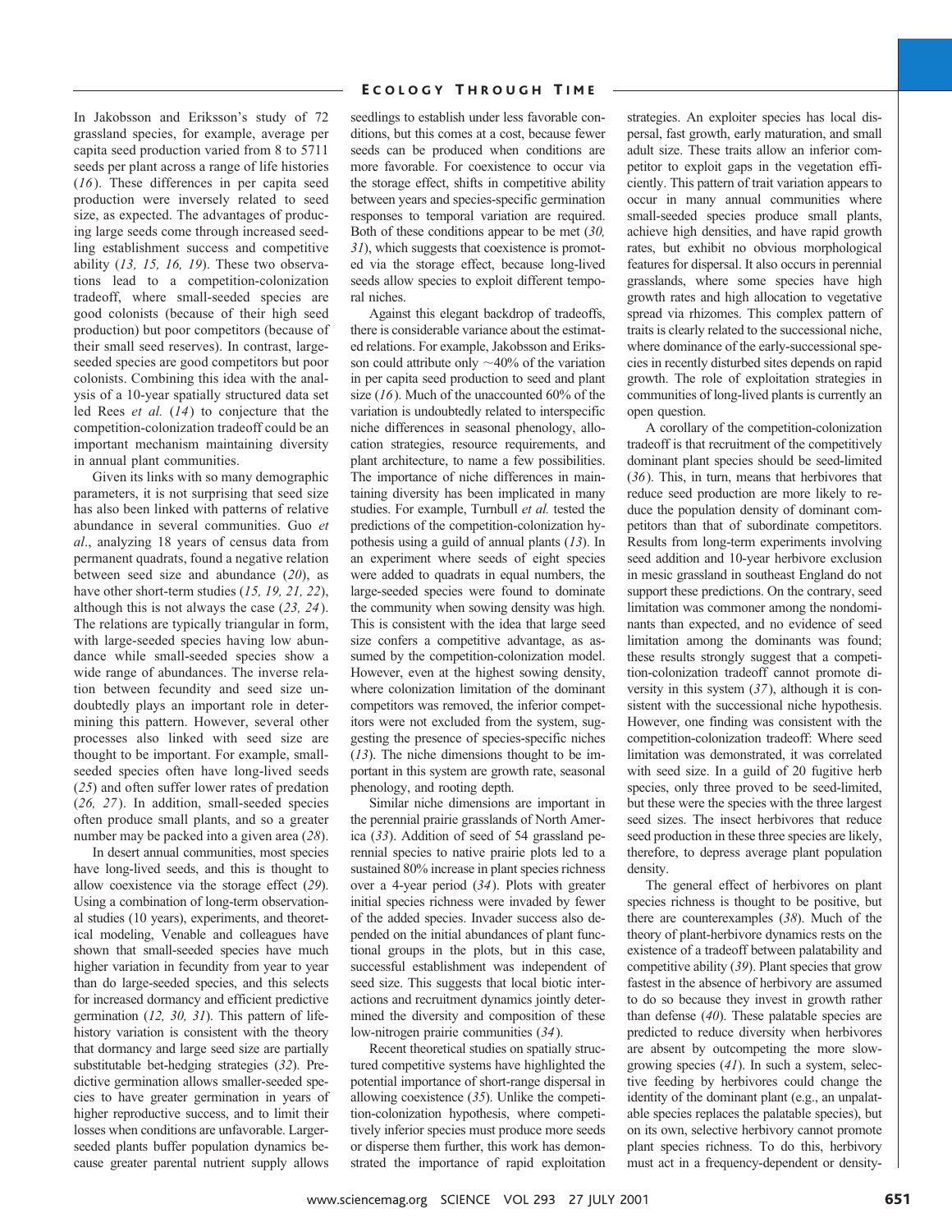In Jakobsson and Eriksson's study of 72 grassland species, for example, average per capita seed production varied from 8 to 5711 seeds per plant across a range of life histories (*16*). These differences in per capita seed production were inversely related to seed size, as expected. The advantages of producing large seeds come through increased seedling establishment success and competitive ability (*13, 15, 16, 19*). These two observations lead to a competition-colonization tradeoff, where small-seeded species are good colonists (because of their high seed production) but poor competitors (because of their small seed reserves). In contrast, large-seeded species are good competitors but poor colonists. Combining this idea with the analysis of a 10-year spatially structured data set led Rees *et al.* (*14*) to conjecture that the competition-colonization tradeoff could be an important mechanism maintaining diversity in annual plant communities.

Given its links with so many demographic parameters, it is not surprising that seed size has also been linked with patterns of relative abundance in several communities. Guo *et al*., analyzing 18 years of census data from permanent quadrats, found a negative relation between seed size and abundance (*20*), as have other short-term studies (*15, 19, 21, 22*), although this is not always the case (*23, 24*). The relations are typically triangular in form, with large-seeded species having low abundance while small-seeded species show a wide range of abundances. The inverse relation between fecundity and seed size undoubtedly plays an important role in determining this pattern. However, several other processes also linked with seed size are thought to be important. For example, small-seeded species often have long-lived seeds (*25*) and often suffer lower rates of predation (*26, 27*). In addition, small-seeded species often produce small plants, and so a greater number may be packed into a given area (*28*).

In desert annual communities, most species have long-lived seeds, and this is thought to allow coexistence via the storage effect (*29*). Using a combination of long-term observational studies (10 years), experiments, and theoretical modeling, Venable and colleagues have shown that small-seeded species have much higher variation in fecundity from year to year than do large-seeded species, and this selects for increased dormancy and efficient predictive germination (*12, 30, 31*). This pattern of life-history variation is consistent with the theory that dormancy and large seed size are partially substitutable bet-hedging strategies (*32*). Predictive germination allows smaller-seeded species to have greater germination in years of higher reproductive success, and to limit their losses when conditions are unfavorable. Larger-seeded plants buffer population dynamics because greater parental nutrient supply allows seedlings to establish under less favorable conditions, but this comes at a cost, because fewer seeds can be produced when conditions are more favorable. For coexistence to occur via the storage effect, shifts in competitive ability between years and species-specific germination responses to temporal variation are required. Both of these conditions appear to be met (*30, 31*), which suggests that coexistence is promoted via the storage effect, because long-lived seeds allow species to exploit different temporal niches.

Against this elegant backdrop of tradeoffs, there is considerable variance about the estimated relations. For example, Jakobsson and Eriksson could attribute only ~40% of the variation in per capita seed production to seed and plant size (*16*). Much of the unaccounted 60% of the variation is undoubtedly related to interspecific niche differences in seasonal phenology, allocation strategies, resource requirements, and plant architecture, to name a few possibilities. The importance of niche differences in maintaining diversity has been implicated in many studies. For example, Turnbull *et al.* tested the predictions of the competition-colonization hypothesis using a guild of annual plants (*13*). In an experiment where seeds of eight species were added to quadrats in equal numbers, the large-seeded species were found to dominate the community when sowing density was high. This is consistent with the idea that large seed size confers a competitive advantage, as assumed by the competition-colonization model. However, even at the highest sowing density, where colonization limitation of the dominant competitors was removed, the inferior competitors were not excluded from the system, suggesting the presence of species-specific niches (*13*). The niche dimensions thought to be important in this system are growth rate, seasonal phenology, and rooting depth.

Similar niche dimensions are important in the perennial prairie grasslands of North America (*33*). Addition of seed of 54 grassland perennial species to native prairie plots led to a sustained 80% increase in plant species richness over a 4-year period (*34*). Plots with greater initial species richness were invaded by fewer of the added species. Invader success also depended on the initial abundances of plant functional groups in the plots, but in this case, successful establishment was independent of seed size. This suggests that local biotic interactions and recruitment dynamics jointly determined the diversity and composition of these low-nitrogen prairie communities (*34*).

Recent theoretical studies on spatially structured competitive systems have highlighted the potential importance of short-range dispersal in allowing coexistence (*35*). Unlike the competition-colonization hypothesis, where competitively inferior species must produce more seeds or disperse them further, this work has demonstrated the importance of rapid exploitation strategies. An exploiter species has local dispersal, fast growth, early maturation, and small adult size. These traits allow an inferior competitor to exploit gaps in the vegetation efficiently. This pattern of trait variation appears to occur in many annual communities where small-seeded species produce small plants, achieve high densities, and have rapid growth rates, but exhibit no obvious morphological features for dispersal. It also occurs in perennial grasslands, where some species have high growth rates and high allocation to vegetative spread via rhizomes. This complex pattern of traits is clearly related to the successional niche, where dominance of the early-successional species in recently disturbed sites depends on rapid growth. The role of exploitation strategies in communities of long-lived plants is currently an open question.

A corollary of the competition-colonization tradeoff is that recruitment of the competitively dominant plant species should be seed-limited (*36*). This, in turn, means that herbivores that reduce seed production are more likely to reduce the population density of dominant competitors than that of subordinate competitors. Results from long-term experiments involving seed addition and 10-year herbivore exclusion in mesic grassland in southeast England do not support these predictions. On the contrary, seed limitation was commoner among the nondominants than expected, and no evidence of seed limitation among the dominants was found; these results strongly suggest that a competition-colonization tradeoff cannot promote diversity in this system (*37*), although it is consistent with the successional niche hypothesis. However, one finding was consistent with the competition-colonization tradeoff: Where seed limitation was demonstrated, it was correlated with seed size. In a guild of 20 fugitive herb species, only three proved to be seed-limited, but these were the species with the three largest seed sizes. The insect herbivores that reduce seed production in these three species are likely, therefore, to depress average plant population density.

The general effect of herbivores on plant species richness is thought to be positive, but there are counterexamples (*38*). Much of the theory of plant-herbivore dynamics rests on the existence of a tradeoff between palatability and competitive ability (*39*). Plant species that grow fastest in the absence of herbivory are assumed to do so because they invest in growth rather than defense (*40*). These palatable species are predicted to reduce diversity when herbivores are absent by outcompeting the more slow-growing species (*41*). In such a system, selective feeding by herbivores could change the identity of the dominant plant (e.g., an unpalatable species replaces the palatable species), but on its own, selective herbivory cannot promote plant species richness. To do this, herbivory must act in a frequency-dependent or density-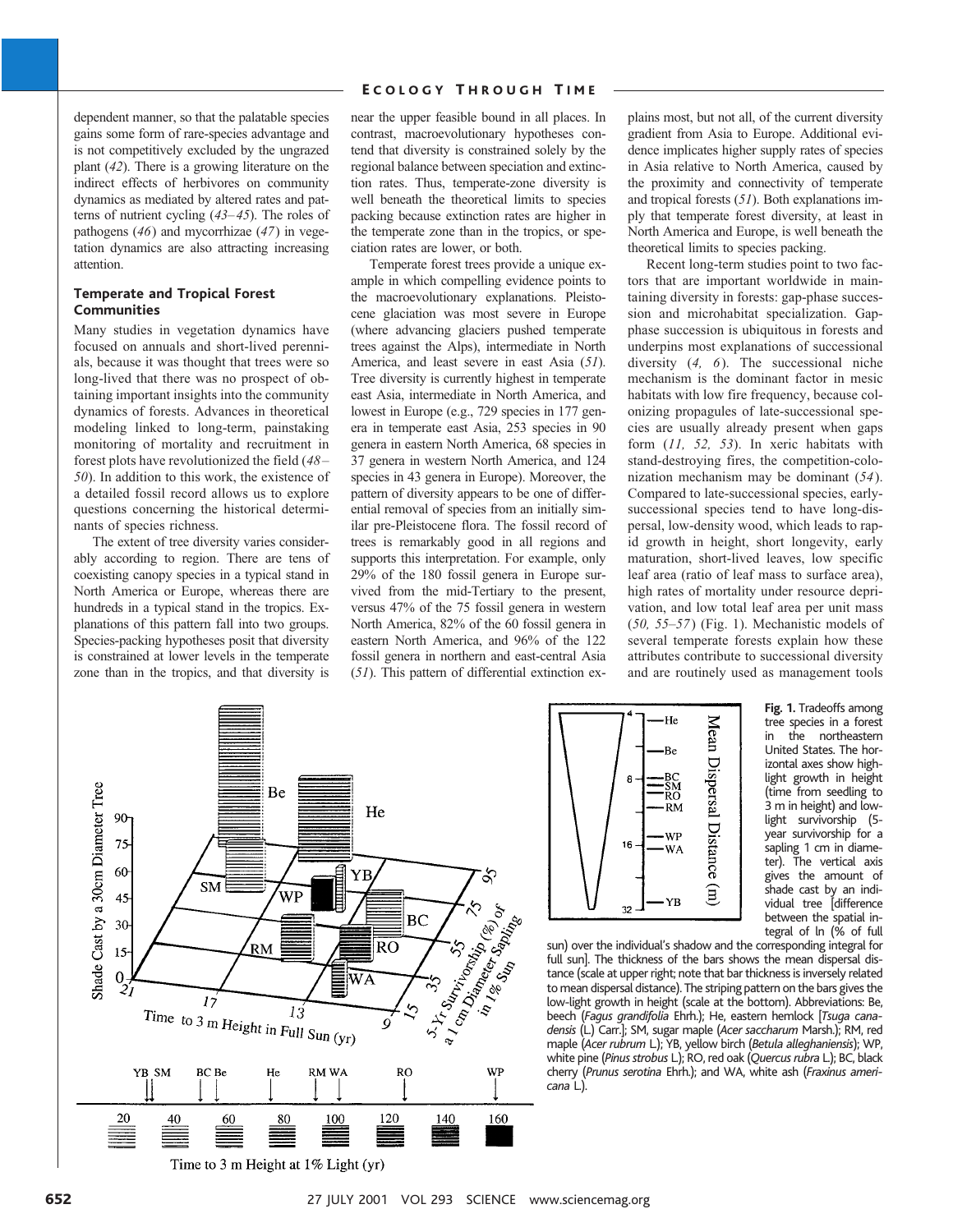dependent manner, so that the palatable species gains some form of rare-species advantage and is not competitively excluded by the ungrazed plant (*42*). There is a growing literature on the indirect effects of herbivores on community dynamics as mediated by altered rates and patterns of nutrient cycling (*43–45*). The roles of pathogens (*46*) and mycorrhizae (*47*) in vegetation dynamics are also attracting increasing attention.

### Temperate and Tropical Forest Communities

Many studies in vegetation dynamics have focused on annuals and short-lived perennials, because it was thought that trees were so long-lived that there was no prospect of obtaining important insights into the community dynamics of forests. Advances in theoretical modeling linked to long-term, painstaking monitoring of mortality and recruitment in forest plots have revolutionized the field (*48–50*). In addition to this work, the existence of a detailed fossil record allows us to explore questions concerning the historical determinants of species richness.

The extent of tree diversity varies considerably according to region. There are tens of coexisting canopy species in a typical stand in North America or Europe, whereas there are hundreds in a typical stand in the tropics. Explanations of this pattern fall into two groups. Species-packing hypotheses posit that diversity is constrained at lower levels in the temperate zone than in the tropics, and that diversity is near the upper feasible bound in all places. In contrast, macroevolutionary hypotheses contend that diversity is constrained solely by the regional balance between speciation and extinction rates. Thus, temperate-zone diversity is well beneath the theoretical limits to species packing because extinction rates are higher in the temperate zone than in the tropics, or speciation rates are lower, or both.

Temperate forest trees provide a unique example in which compelling evidence points to the macroevolutionary explanations. Pleistocene glaciation was most severe in Europe (where advancing glaciers pushed temperate trees against the Alps), intermediate in North America, and least severe in east Asia (*51*). Tree diversity is currently highest in temperate east Asia, intermediate in North America, and lowest in Europe (e.g., 729 species in 177 genera in temperate east Asia, 253 species in 90 genera in eastern North America, 68 species in 37 genera in western North America, and 124 species in 43 genera in Europe). Moreover, the pattern of diversity appears to be one of differential removal of species from an initially similar pre-Pleistocene flora. The fossil record of trees is remarkably good in all regions and supports this interpretation. For example, only 29% of the 180 fossil genera in Europe survived from the mid-Tertiary to the present, versus 47% of the 75 fossil genera in western North America, 82% of the 60 fossil genera in eastern North America, and 96% of the 122 fossil genera in northern and east-central Asia (*51*). This pattern of differential extinction explains most, but not all, of the current diversity gradient from Asia to Europe. Additional evidence implicates higher supply rates of species in Asia relative to North America, caused by the proximity and connectivity of temperate and tropical forests (*51*). Both explanations imply that temperate forest diversity, at least in North America and Europe, is well beneath the theoretical limits to species packing.

Recent long-term studies point to two factors that are important worldwide in maintaining diversity in forests: gap-phase succession and microhabitat specialization. Gap-phase succession is ubiquitous in forests and underpins most explanations of successional diversity (*4, 6*). The successional niche mechanism is the dominant factor in mesic habitats with low fire frequency, because colonizing propagules of late-successional species are usually already present when gaps form (*11, 52, 53*). In xeric habitats with stand-destroying fires, the competition-colonization mechanism may be dominant (*54*). Compared to late-successional species, early-successional species tend to have long-dispersal, low-density wood, which leads to rapid growth in height, short longevity, early maturation, short-lived leaves, low specific leaf area (ratio of leaf mass to surface area), high rates of mortality under resource deprivation, and low total leaf area per unit mass (*50, 55–57*) (Fig. 1). Mechanistic models of several temperate forests explain how these attributes contribute to successional diversity and are routinely used as management tools

**Fig. 1.** Tradeoffs among tree species in a forest in the northeastern United States. The horizontal axes show highlight growth in height (time from seedling to 3 m in height) and lowlight survivorship (5-year survivorship for a sapling 1 cm in diameter). The vertical axis gives the amount of shade cast by an individual tree [difference between the spatial integral of ln (% of full sun) over the individual's shadow and the corresponding integral for full sun]. The thickness of the bars shows the mean dispersal distance (scale at upper right; note that bar thickness is inversely related to mean dispersal distance). The striping pattern on the bars gives the low-light growth in height (scale at the bottom). Abbreviations: Be, beech (*Fagus grandifolia* Ehrh.); He, eastern hemlock [*Tsuga canadensis* (L.) Carr.]; SM, sugar maple (*Acer saccharum* Marsh.); RM, red maple (*Acer rubrum* L.); YB, yellow birch (*Betula alleghaniensis*); WP, white pine (*Pinus strobus* L.); RO, red oak (*Quercus rubra* L.); BC, black cherry (*Prunus serotina* Ehrh.); and WA, white ash (*Fraxinus americana* L.).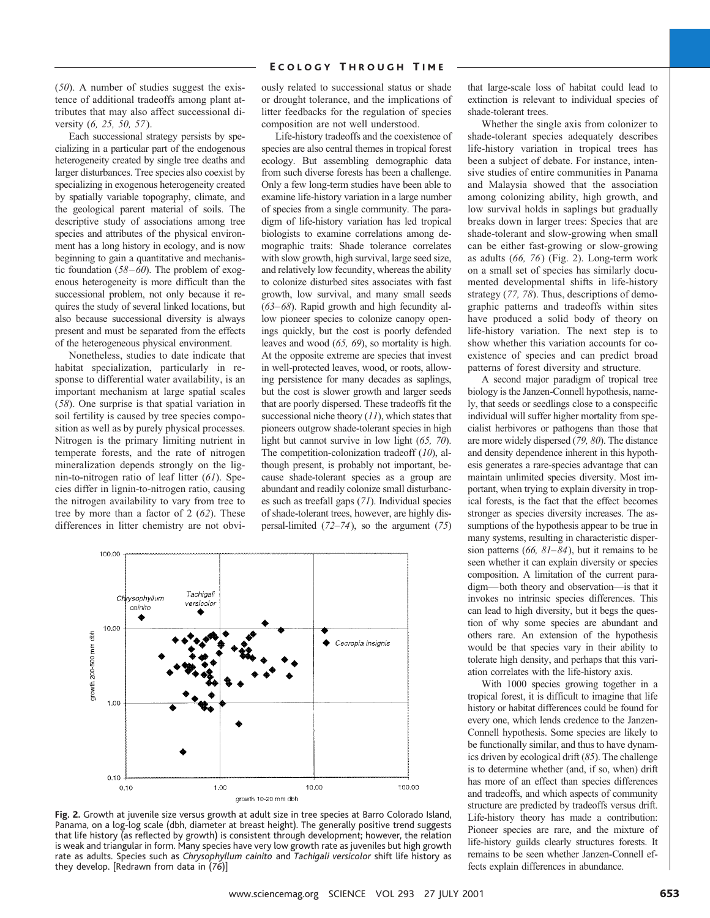(*50*). A number of studies suggest the existence of additional tradeoffs among plant attributes that may also affect successional diversity (*6, 25, 50, 57*).

Each successional strategy persists by specializing in a particular part of the endogenous heterogeneity created by single tree deaths and larger disturbances. Tree species also coexist by specializing in exogenous heterogeneity created by spatially variable topography, climate, and the geological parent material of soils. The descriptive study of associations among tree species and attributes of the physical environment has a long history in ecology, and is now beginning to gain a quantitative and mechanistic foundation (*58–60*). The problem of exogenous heterogeneity is more difficult than the successional problem, not only because it requires the study of several linked locations, but also because successional diversity is always present and must be separated from the effects of the heterogeneous physical environment.

Nonetheless, studies to date indicate that habitat specialization, particularly in response to differential water availability, is an important mechanism at large spatial scales (*58*). One surprise is that spatial variation in soil fertility is caused by tree species composition as well as by purely physical processes. Nitrogen is the primary limiting nutrient in temperate forests, and the rate of nitrogen mineralization depends strongly on the lignin-to-nitrogen ratio of leaf litter (*61*). Species differ in lignin-to-nitrogen ratio, causing the nitrogen availability to vary from tree to tree by more than a factor of 2 (*62*). These differences in litter chemistry are not obviously related to successional status or shade or drought tolerance, and the implications of litter feedbacks for the regulation of species composition are not well understood.

Life-history tradeoffs and the coexistence of species are also central themes in tropical forest ecology. But assembling demographic data from such diverse forests has been a challenge. Only a few long-term studies have been able to examine life-history variation in a large number of species from a single community. The paradigm of life-history variation has led tropical biologists to examine correlations among demographic traits: Shade tolerance correlates with slow growth, high survival, large seed size, and relatively low fecundity, whereas the ability to colonize disturbed sites associates with fast growth, low survival, and many small seeds (*63–68*). Rapid growth and high fecundity allow pioneer species to colonize canopy openings quickly, but the cost is poorly defended leaves and wood (*65, 69*), so mortality is high. At the opposite extreme are species that invest in well-protected leaves, wood, or roots, allowing persistence for many decades as saplings, but the cost is slower growth and larger seeds that are poorly dispersed. These tradeoffs fit the successional niche theory (*11*), which states that pioneers outgrow shade-tolerant species in high light but cannot survive in low light (*65, 70*). The competition-colonization tradeoff (*10*), although present, is probably not important, because shade-tolerant species as a group are abundant and readily colonize small disturbances such as treefall gaps (*71*). Individual species of shade-tolerant trees, however, are highly dispersal-limited (*72–74*), so the argument (*75*) that large-scale loss of habitat could lead to extinction is relevant to individual species of shade-tolerant trees.

Whether the single axis from colonizer to shade-tolerant species adequately describes life-history variation in tropical trees has been a subject of debate. For instance, intensive studies of entire communities in Panama and Malaysia showed that the association among colonizing ability, high growth, and low survival holds in saplings but gradually breaks down in larger trees: Species that are shade-tolerant and slow-growing when small can be either fast-growing or slow-growing as adults (*66, 76*) (Fig. 2). Long-term work on a small set of species has similarly documented developmental shifts in life-history strategy (*77, 78*). Thus, descriptions of demographic patterns and tradeoffs within sites have produced a solid body of theory on life-history variation. The next step is to show whether this variation accounts for coexistence of species and can predict broad patterns of forest diversity and structure.

A second major paradigm of tropical tree biology is the Janzen-Connell hypothesis, namely, that seeds or seedlings close to a conspecific individual will suffer higher mortality from specialist herbivores or pathogens than those that are more widely dispersed (*79, 80*). The distance and density dependence inherent in this hypothesis generates a rare-species advantage that can maintain unlimited species diversity. Most important, when trying to explain diversity in tropical forests, is the fact that the effect becomes stronger as species diversity increases. The assumptions of the hypothesis appear to be true in many systems, resulting in characteristic dispersion patterns (*66, 81–84*), but it remains to be seen whether it can explain diversity or species composition. A limitation of the current paradigm—both theory and observation—is that it invokes no intrinsic species differences. This can lead to high diversity, but it begs the question of why some species are abundant and others rare. An extension of the hypothesis would be that species vary in their ability to tolerate high density, and perhaps that this variation correlates with the life-history axis.

With 1000 species growing together in a tropical forest, it is difficult to imagine that life history or habitat differences could be found for every one, which lends credence to the Janzen-Connell hypothesis. Some species are likely to be functionally similar, and thus to have dynamics driven by ecological drift (*85*). The challenge is to determine whether (and, if so, when) drift has more of an effect than species differences and tradeoffs, and which aspects of community structure are predicted by tradeoffs versus drift. Life-history theory has made a contribution: Pioneer species are rare, and the mixture of life-history guilds clearly structures forests. It remains to be seen whether Janzen-Connell effects explain differences in abundance.

**Fig. 2.** Growth at juvenile size versus growth at adult size in tree species at Barro Colorado Island, Panama, on a log-log scale (dbh, diameter at breast height). The generally positive trend suggests that life history (as reflected by growth) is consistent through development; however, the relation is weak and triangular in form. Many species have very low growth rate as juveniles but high growth rate as adults. Species such as *Chrysophyllum cainito* and *Tachigali versicolor* shift life history as they develop. [Redrawn from data in (*76*)]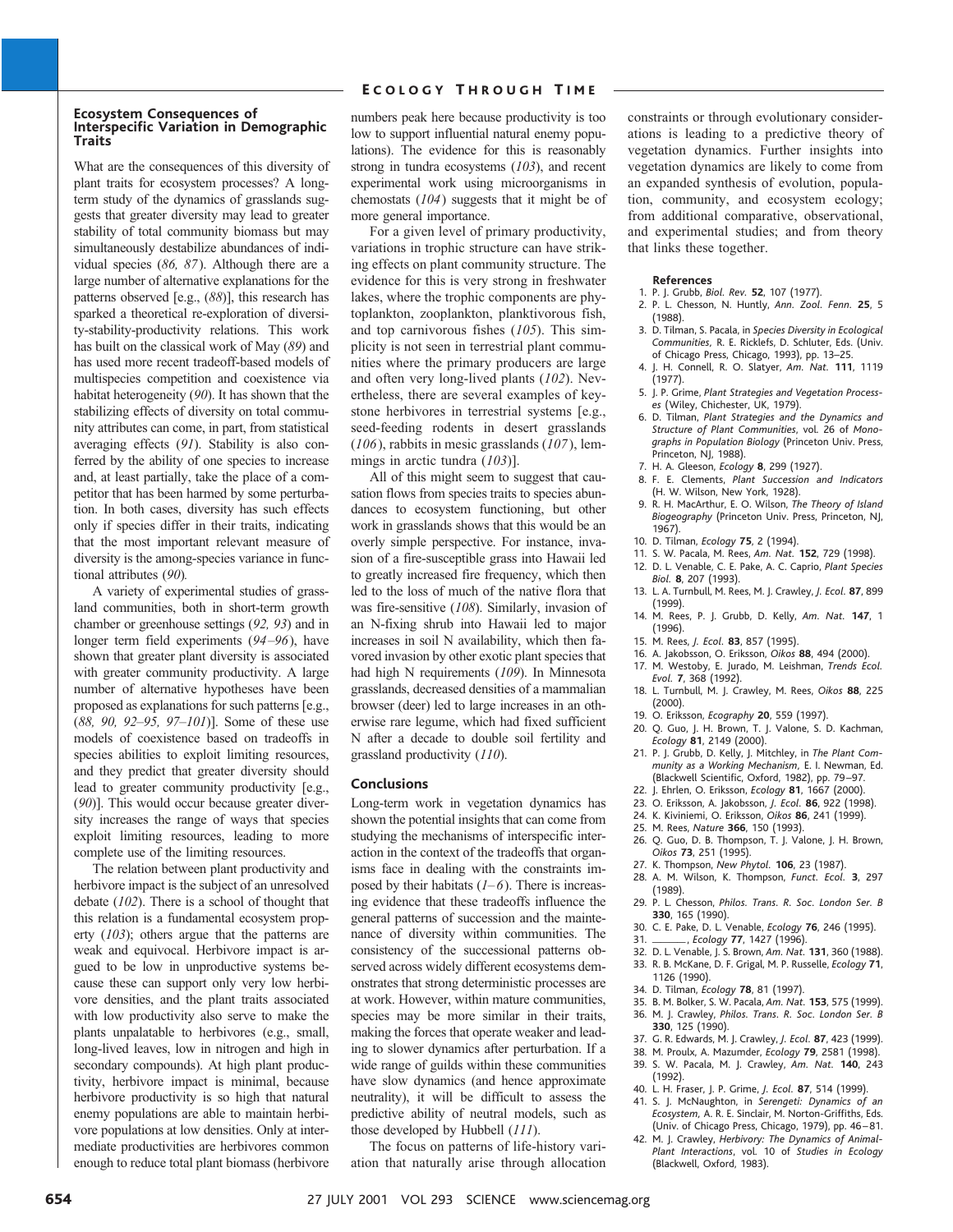### Ecosystem Consequences of Interspecific Variation in Demographic Traits

What are the consequences of this diversity of plant traits for ecosystem processes? A long-term study of the dynamics of grasslands suggests that greater diversity may lead to greater stability of total community biomass but may simultaneously destabilize abundances of individual species (*86, 87*). Although there are a large number of alternative explanations for the patterns observed [e.g., (*88*)], this research has sparked a theoretical re-exploration of diversity-stability-productivity relations. This work has built on the classical work of May (*89*) and has used more recent tradeoff-based models of multispecies competition and coexistence via habitat heterogeneity (*90*). It has shown that the stabilizing effects of diversity on total community attributes can come, in part, from statistical averaging effects (*91*). Stability is also conferred by the ability of one species to increase and, at least partially, take the place of a competitor that has been harmed by some perturbation. In both cases, diversity has such effects only if species differ in their traits, indicating that the most important relevant measure of diversity is the among-species variance in functional attributes (*90*).

A variety of experimental studies of grassland communities, both in short-term growth chamber or greenhouse settings (*92, 93*) and in longer term field experiments (*94–96*), have shown that greater plant diversity is associated with greater community productivity. A large number of alternative hypotheses have been proposed as explanations for such patterns [e.g., (*88, 90, 92–95, 97–101*)]. Some of these use models of coexistence based on tradeoffs in species abilities to exploit limiting resources, and they predict that greater diversity should lead to greater community productivity [e.g., (*90*)]. This would occur because greater diversity increases the range of ways that species exploit limiting resources, leading to more complete use of the limiting resources.

The relation between plant productivity and herbivore impact is the subject of an unresolved debate (*102*). There is a school of thought that this relation is a fundamental ecosystem property (*103*); others argue that the patterns are weak and equivocal. Herbivore impact is argued to be low in unproductive systems because these can support only very low herbivore densities, and the plant traits associated with low productivity also serve to make the plants unpalatable to herbivores (e.g., small, long-lived leaves, low in nitrogen and high in secondary compounds). At high plant productivity, herbivore impact is minimal, because herbivore productivity is so high that natural enemy populations are able to maintain herbivore populations at low densities. Only at intermediate productivities are herbivores common enough to reduce total plant biomass (herbivore numbers peak here because productivity is too low to support influential natural enemy populations). The evidence for this is reasonably strong in tundra ecosystems (*103*), and recent experimental work using microorganisms in chemostats (*104*) suggests that it might be of more general importance.

For a given level of primary productivity, variations in trophic structure can have striking effects on plant community structure. The evidence for this is very strong in freshwater lakes, where the trophic components are phytoplankton, zooplankton, planktivorous fish, and top carnivorous fishes (*105*). This simplicity is not seen in terrestrial plant communities where the primary producers are large and often very long-lived plants (*102*). Nevertheless, there are several examples of keystone herbivores in terrestrial systems [e.g., seed-feeding rodents in desert grasslands (*106*), rabbits in mesic grasslands (*107*), lemmings in arctic tundra (*103*)].

All of this might seem to suggest that causation flows from species traits to species abundances to ecosystem functioning, but other work in grasslands shows that this would be an overly simple perspective. For instance, invasion of a fire-susceptible grass into Hawaii led to greatly increased fire frequency, which then led to the loss of much of the native flora that was fire-sensitive (*108*). Similarly, invasion of an N-fixing shrub into Hawaii led to major increases in soil N availability, which then favored invasion by other exotic plant species that had high N requirements (*109*). In Minnesota grasslands, decreased densities of a mammalian browser (deer) led to large increases in an otherwise rare legume, which had fixed sufficient N after a decade to double soil fertility and grassland productivity (*110*).

### Conclusions

Long-term work in vegetation dynamics has shown the potential insights that can come from studying the mechanisms of interspecific interaction in the context of the tradeoffs that organisms face in dealing with the constraints imposed by their habitats (*1–6*). There is increasing evidence that these tradeoffs influence the general patterns of succession and the maintenance of diversity within communities. The consistency of the successional patterns observed across widely different ecosystems demonstrates that strong deterministic processes are at work. However, within mature communities, species may be more similar in their traits, making the forces that operate weaker and leading to slower dynamics after perturbation. If a wide range of guilds within these communities have slow dynamics (and hence approximate neutrality), it will be difficult to assess the predictive ability of neutral models, such as those developed by Hubbell (*111*).

The focus on patterns of life-history variation that naturally arise through allocation constraints or through evolutionary considerations is leading to a predictive theory of vegetation dynamics. Further insights into vegetation dynamics are likely to come from an expanded synthesis of evolution, population, community, and ecosystem ecology; from additional comparative, observational, and experimental studies; and from theory that links these together.

#### References

1. P. J. Grubb, *Biol. Rev.* **52**, 107 (1977).
2. P. L. Chesson, N. Huntly, *Ann. Zool. Fenn.* **25**, 5 (1988).
3. D. Tilman, S. Pacala, in *Species Diversity in Ecological Communities*, R. E. Ricklefs, D. Schluter, Eds. (Univ. of Chicago Press, Chicago, 1993), pp. 13–25.
4. J. H. Connell, R. O. Slatyer, *Am. Nat.* **111**, 1119 (1977).
5. J. P. Grime, *Plant Strategies and Vegetation Processes* (Wiley, Chichester, UK, 1979).
6. D. Tilman, *Plant Strategies and the Dynamics and Structure of Plant Communities*, vol. 26 of *Monographs in Population Biology* (Princeton Univ. Press, Princeton, NJ, 1988).
7. H. A. Gleeson, *Ecology* **8**, 299 (1927).
8. F. E. Clements, *Plant Succession and Indicators* (H. W. Wilson, New York, 1928).
9. R. H. MacArthur, E. O. Wilson, *The Theory of Island Biogeography* (Princeton Univ. Press, Princeton, NJ, 1967).
10. D. Tilman, *Ecology* **75**, 2 (1994).
11. S. W. Pacala, M. Rees, *Am. Nat.* **152**, 729 (1998).
12. D. L. Venable, C. E. Pake, A. C. Caprio, *Plant Species Biol.* **8**, 207 (1993).
13. L. A. Turnbull, M. Rees, M. J. Crawley, *J. Ecol.* **87**, 899 (1999).
14. M. Rees, P. J. Grubb, D. Kelly, *Am. Nat.* **147**, 1 (1996).
15. M. Rees, *J. Ecol.* **83**, 857 (1995).
16. A. Jakobsson, O. Eriksson, *Oikos* **88**, 494 (2000).
17. M. Westoby, E. Jurado, M. Leishman, *Trends Ecol. Evol.* **7**, 368 (1992).
18. L. Turnbull, M. J. Crawley, M. Rees, *Oikos* **88**, 225 (2000).
19. O. Eriksson, *Ecography* **20**, 559 (1997).
20. Q. Guo, J. H. Brown, T. J. Valone, S. D. Kachman, *Ecology* **81**, 2149 (2000).
21. P. J. Grubb, D. Kelly, J. Mitchley, in *The Plant Community as a Working Mechanism*, E. I. Newman, Ed. (Blackwell Scientific, Oxford, 1982), pp. 79–97.
22. J. Ehrlen, O. Eriksson, *Ecology* **81**, 1667 (2000).
23. O. Eriksson, A. Jakobsson, *J. Ecol.* **86**, 922 (1998).
24. K. Kiviniemi, O. Eriksson, *Oikos* **86**, 241 (1999).
25. M. Rees, *Nature* **366**, 150 (1993).
26. Q. Guo, D. B. Thompson, T. J. Valone, J. H. Brown, *Oikos* **73**, 251 (1995).
27. K. Thompson, *New Phytol.* **106**, 23 (1987).
28. A. M. Wilson, K. Thompson, *Funct. Ecol.* **3**, 297 (1989).
29. P. L. Chesson, *Philos. Trans. R. Soc. London Ser. B* **330**, 165 (1990).
30. C. E. Pake, D. L. Venable, *Ecology* **76**, 246 (1995).
31. ______, *Ecology* **77**, 1427 (1996).
32. D. L. Venable, J. S. Brown, *Am. Nat.* **131**, 360 (1988).
33. R. B. McKane, D. F. Grigal, M. P. Russelle, *Ecology* **71**, 1126 (1990).
34. D. Tilman, *Ecology* **78**, 81 (1997).
35. B. M. Bolker, S. W. Pacala, *Am. Nat.* **153**, 575 (1999).
36. M. J. Crawley, *Philos. Trans. R. Soc. London Ser. B* **330**, 125 (1990).
37. G. R. Edwards, M. J. Crawley, *J. Ecol.* **87**, 423 (1999).
38. M. Proulx, A. Mazumder, *Ecology* **79**, 2581 (1998).
39. S. W. Pacala, M. J. Crawley, *Am. Nat.* **140**, 243 (1992).
40. L. H. Fraser, J. P. Grime, *J. Ecol.* **87**, 514 (1999).
41. S. J. McNaughton, in *Serengeti: Dynamics of an Ecosystem*, A. R. E. Sinclair, M. Norton-Griffiths, Eds. (Univ. of Chicago Press, Chicago, 1979), pp. 46–81.
42. M. J. Crawley, *Herbivory: The Dynamics of Animal-Plant Interactions*, vol. 10 of *Studies in Ecology* (Blackwell, Oxford, 1983).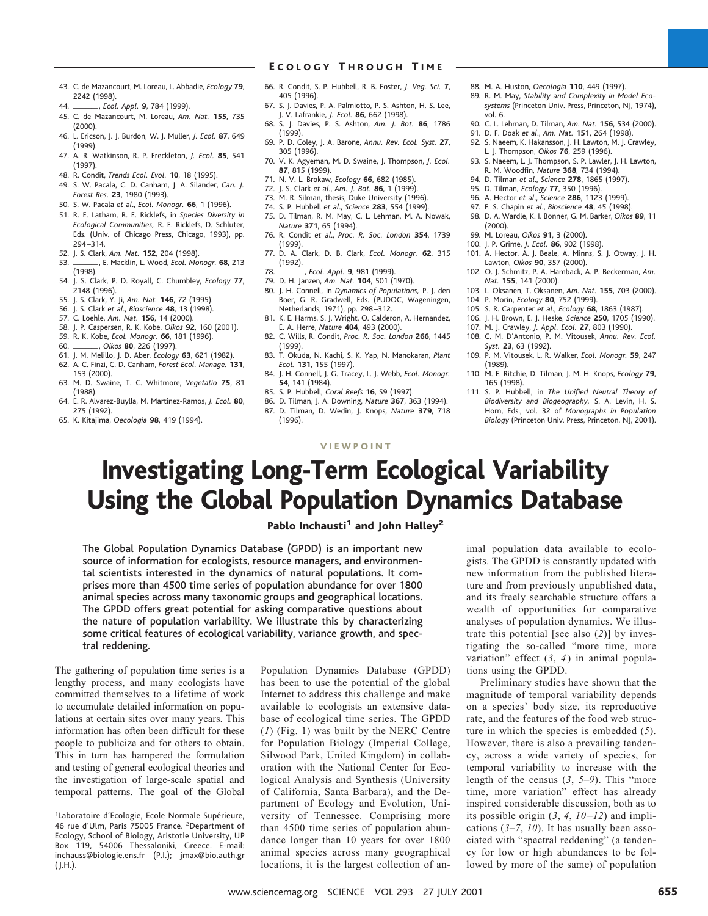43. C. de Mazancourt, M. Loreau, L. Abbadie, *Ecology* **79**, 2242 (1998).
44. ———, *Ecol. Appl.* **9**, 784 (1999).
45. C. de Mazancourt, M. Loreau, *Am. Nat.* **155**, 735 (2000).
46. L. Ericson, J. J. Burdon, W. J. Muller, *J. Ecol.* **87**, 649 (1999).
47. A. R. Watkinson, R. P. Freckleton, *J. Ecol.* **85**, 541 (1997).
48. R. Condit, *Trends Ecol. Evol.* **10**, 18 (1995).
49. S. W. Pacala, C. D. Canham, J. A. Silander, *Can. J. Forest Res.* **23**, 1980 (1993).
50. S. W. Pacala *et al.*, *Ecol. Monogr.* **66**, 1 (1996).
51. R. E. Latham, R. E. Ricklefs, in *Species Diversity in Ecological Communities*, R. E. Ricklefs, D. Schluter, Eds. (Univ. of Chicago Press, Chicago, 1993), pp. 294–314.
52. J. S. Clark, *Am. Nat.* **152**, 204 (1998).
53. ———, E. Macklin, L. Wood, *Ecol. Monogr.* **68**, 213 (1998).
54. J. S. Clark, P. D. Royall, C. Chumbley, *Ecology* **77**, 2148 (1996).
55. J. S. Clark, Y. Ji, *Am. Nat.* **146**, 72 (1995).
56. J. S. Clark *et al.*, *Bioscience* **48**, 13 (1998).
57. C. Loehle, *Am. Nat.* **156**, 14 (2000).
58. J. P. Caspersen, R. K. Kobe, *Oikos* **92**, 160 (2001).
59. R. K. Kobe, *Ecol. Monogr.* **66**, 181 (1996).
60. ———, *Oikos* **80**, 226 (1997).
61. J. M. Melillo, J. D. Aber, *Ecology* **63**, 621 (1982).
62. A. C. Finzi, C. D. Canham, *Forest Ecol. Manage.* **131**, 153 (2000).
63. M. D. Swaine, T. C. Whitmore, *Vegetatio* **75**, 81 (1988).
64. E. R. Alvarez-Buylla, M. Martinez-Ramos, *J. Ecol.* **80**, 275 (1992).
65. K. Kitajima, *Oecologia* **98**, 419 (1994).
66. R. Condit, S. P. Hubbell, R. B. Foster, *J. Veg. Sci.* **7**, 405 (1996).
67. S. J. Davies, P. A. Palmiotto, P. S. Ashton, H. S. Lee, J. V. Lafrankie, *J. Ecol.* **86**, 662 (1998).
68. S. J. Davies, P. S. Ashton, *Am. J. Bot.* **86**, 1786 (1999).
69. P. D. Coley, J. A. Barone, *Annu. Rev. Ecol. Syst.* **27**, 305 (1996).
70. V. K. Agyeman, M. D. Swaine, J. Thompson, *J. Ecol.* **87**, 815 (1999).
71. N. V. L. Brokaw, *Ecology* **66**, 682 (1985).
72. J. S. Clark *et al.*, *Am. J. Bot.* **86**, 1 (1999).
73. M. R. Silman, thesis, Duke University (1996).
74. S. P. Hubbell *et al.*, *Science* **283**, 554 (1999).
75. D. Tilman, R. M. May, C. L. Lehman, M. A. Nowak, *Nature* **371**, 65 (1994).
76. R. Condit *et al.*, *Proc. R. Soc. London* **354**, 1739 (1999).
77. D. A. Clark, D. B. Clark, *Ecol. Monogr.* **62**, 315 (1992).
78. ———, *Ecol. Appl.* **9**, 981 (1999).
79. D. H. Janzen, *Am. Nat.* **104**, 501 (1970).
80. J. H. Connell, in *Dynamics of Populations*, P. J. den Boer, G. R. Gradwell, Eds. (PUDOC, Wageningen, Netherlands, 1971), pp. 298–312.
81. K. E. Harms, S. J. Wright, O. Calderon, A. Hernandez, E. A. Herre, *Nature* **404**, 493 (2000).
82. C. Wills, R. Condit, *Proc. R. Soc. London* **266**, 1445 (1999).
83. T. Okuda, N. Kachi, S. K. Yap, N. Manokaran, *Plant Ecol.* **131**, 155 (1997).
84. J. H. Connell, J. G. Tracey, L. J. Webb, *Ecol. Monogr.* **54**, 141 (1984).
85. S. P. Hubbell, *Coral Reefs* **16**, S9 (1997).
86. D. Tilman, J. A. Downing, *Nature* **367**, 363 (1994).
87. D. Tilman, D. Wedin, J. Knops, *Nature* **379**, 718 (1996).
88. M. A. Huston, *Oecologia* **110**, 449 (1997).
89. R. M. May, *Stability and Complexity in Model Ecosystems* (Princeton Univ. Press, Princeton, NJ, 1974), vol. 6.
90. C. L. Lehman, D. Tilman, *Am. Nat.* **156**, 534 (2000).
91. D. F. Doak *et al.*, *Am. Nat.* **151**, 264 (1998).
92. S. Naeem, K. Hakansson, J. H. Lawton, M. J. Crawley, L. J. Thompson, *Oikos* **76**, 259 (1996).
93. S. Naeem, L. J. Thompson, S. P. Lawler, J. H. Lawton, R. M. Woodfin, *Nature* **368**, 734 (1994).
94. D. Tilman *et al.*, *Science* **278**, 1865 (1997).
95. D. Tilman, *Ecology* **77**, 350 (1996).
96. A. Hector *et al.*, *Science* **286**, 1123 (1999).
97. F. S. Chapin *et al.*, *Bioscience* **48**, 45 (1998).
98. D. A. Wardle, K. I. Bonner, G. M. Barker, *Oikos* **89**, 11 (2000).
99. M. Loreau, *Oikos* **91**, 3 (2000).
100. J. P. Grime, *J. Ecol.* **86**, 902 (1998).
101. A. Hector, A. J. Beale, A. Minns, S. J. Otway, J. H. Lawton, *Oikos* **90**, 357 (2000).
102. O. J. Schmitz, P. A. Hamback, A. P. Beckerman, *Am. Nat.* **155**, 141 (2000).
103. L. Oksanen, T. Oksanen, *Am. Nat.* **155**, 703 (2000).
104. P. Morin, *Ecology* **80**, 752 (1999).
105. S. R. Carpenter *et al.*, *Ecology* **68**, 1863 (1987).
106. J. H. Brown, E. J. Heske, *Science* **250**, 1705 (1990).
107. M. J. Crawley, *J. Appl. Ecol.* **27**, 803 (1990).
108. C. M. D'Antonio, P. M. Vitousek, *Annu. Rev. Ecol. Syst.* **23**, 63 (1992).
109. P. M. Vitousek, L. R. Walker, *Ecol. Monogr.* **59**, 247 (1989).
110. M. E. Ritchie, D. Tilman, J. M. H. Knops, *Ecology* **79**, 165 (1998).
111. S. P. Hubbell, in *The Unified Neutral Theory of Biodiversity and Biogeography*, S. A. Levin, H. S. Horn, Eds., vol. 32 of *Monographs in Population Biology* (Princeton Univ. Press, Princeton, NJ, 2001).

VIEWPOINT

# Investigating Long-Term Ecological Variability Using the Global Population Dynamics Database

**Pablo Inchausti[1] and John Halley[2]**

**The Global Population Dynamics Database (GPDD) is an important new source of information for ecologists, resource managers, and environmental scientists interested in the dynamics of natural populations. It comprises more than 4500 time series of population abundance for over 1800 animal species across many taxonomic groups and geographical locations. The GPDD offers great potential for asking comparative questions about the nature of population variability. We illustrate this by characterizing some critical features of ecological variability, variance growth, and spectral reddening.**

The gathering of population time series is a lengthy process, and many ecologists have committed themselves to a lifetime of work to accumulate detailed information on populations at certain sites over many years. This information has often been difficult for these people to publicize and for others to obtain. This in turn has hampered the formulation and testing of general ecological theories and the investigation of large-scale spatial and temporal patterns. The goal of the Global Population Dynamics Database (GPDD) has been to use the potential of the global Internet to address this challenge and make available to ecologists an extensive database of ecological time series. The GPDD (*1*) (Fig. 1) was built by the NERC Centre for Population Biology (Imperial College, Silwood Park, United Kingdom) in collaboration with the National Center for Ecological Analysis and Synthesis (University of California, Santa Barbara), and the Department of Ecology and Evolution, University of Tennessee. Comprising more than 4500 time series of population abundance longer than 10 years for over 1800 animal species across many geographical locations, it is the largest collection of animal population data available to ecologists. The GPDD is constantly updated with new information from the published literature and from previously unpublished data, and its freely searchable structure offers a wealth of opportunities for comparative analyses of population dynamics. We illustrate this potential [see also (*2*)] by investigating the so-called "more time, more variation" effect (*3*, *4*) in animal populations using the GPDD.

Preliminary studies have shown that the magnitude of temporal variability depends on a species' body size, its reproductive rate, and the features of the food web structure in which the species is embedded (*5*). However, there is also a prevailing tendency, across a wide variety of species, for temporal variability to increase with the length of the census (*3*, *5*–*9*). This "more time, more variation" effect has already inspired considerable discussion, both as to its possible origin (*3*, *4*, *10*–*12*) and implications (*3*–*7*, *10*). It has usually been associated with "spectral reddening" (a tendency for low or high abundances to be followed by more of the same) of population

[1]Laboratoire d'Ecologie, Ecole Normale Supérieure, 46 rue d'Ulm, Paris 75005 France. [2]Department of Ecology, School of Biology, Aristotle University, UP Box 119, 54006 Thessaloniki, Greece. E-mail: inchauss@biologie.ens.fr (P.I.); jmax@bio.auth.gr (J.H.).